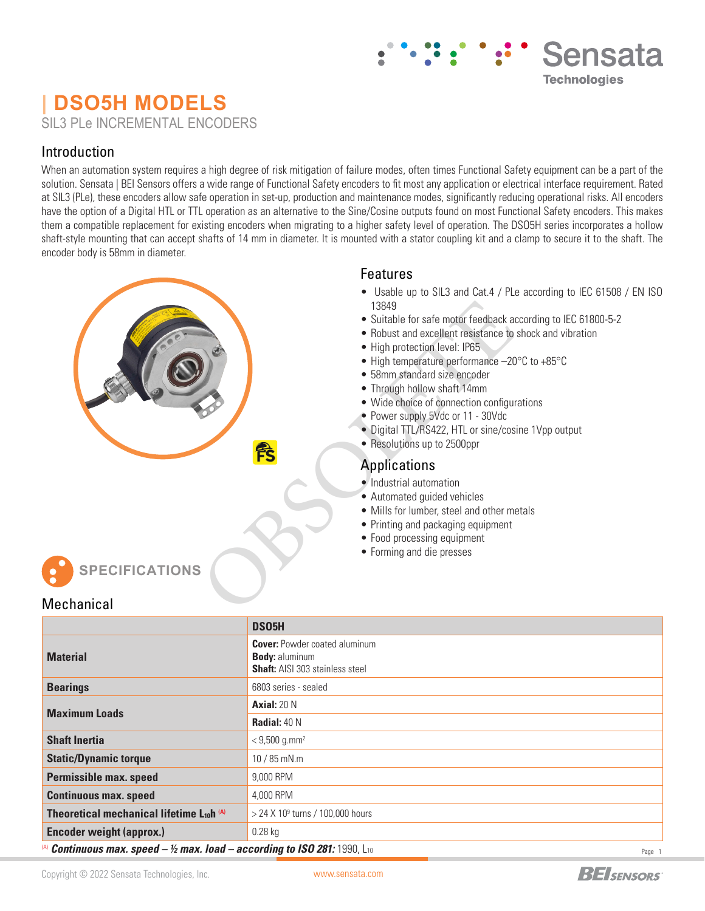# | DSO5H MODELS

SIL3 PLe INCREMENTAL ENCODERS

## Introduction

When an automation system requires a high degree of risk mitigation of failure modes, often times Functional Safety equipment can be a part of the solution. Sensata | BEI Sensors offers a wide range of Functional Safety encoders to fit most any application or electrical interface requirement. Rated at SIL3 (PLe), these encoders allow safe operation in set-up, production and maintenance modes, significantly reducing operational risks. All encoders have the option of a Digital HTL or TTL operation as an alternative to the Sine/Cosine outputs found on most Functional Safety encoders. This makes them a compatible replacement for existing encoders when migrating to a higher safety level of operation. The DSO5H series incorporates a hollow shaft-style mounting that can accept shafts of 14 mm in diameter. It is mounted with a stator coupling kit and a clamp to secure it to the shaft. The encoder body is 58mm in diameter.

## Features

- Usable up to SIL3 and Cat.4 / PLe according to IEC 61508 / EN ISO 13849
- Suitable for safe motor feedback according to IEC 61800-5-2
- Robust and excellent resistance to shock and vibration
- High protection level: IP65
- High temperature performance –20°C to +85°C
- 58mm standard size encoder
- Through hollow shaft 14mm
- Wide choice of connection configurations
- Power supply 5Vdc or 11 - 30Vdc
- Digital TTL/RS422, HTL or sine/cosine 1Vpp output
- Resolutions up to 2500ppr

## Applications

- Industrial automation
- Automated guided vehicles
- Mills for lumber, steel and other metals
- Printing and packaging equipment
- Food processing equipment
- Forming and die presses

OBSOLETE

## SPECIFICATIONS

### Mechanical

| | DSO5H |
|---|---|
| **Material** | **Cover:** Powder coated aluminum<br>**Body:** aluminum<br>**Shaft:** AISI 303 stainless steel |
| **Bearings** | 6803 series - sealed |
| **Maximum Loads** | **Axial:** 20 N |
| | **Radial:** 40 N |
| **Shaft Inertia** | < 9,500 g.mm² |
| **Static/Dynamic torque** | 10 / 85 mN.m |
| **Permissible max. speed** | 9,000 RPM |
| **Continuous max. speed** | 4,000 RPM |
| **Theoretical mechanical lifetime $L_{10}h$ [(A)]** | > 24 X $10^9$ turns / 100,000 hours |
| **Encoder weight (approx.)** | 0.28 kg |

[(A)] ***Continuous max. speed – ½ max. load – according to ISO 281:*** 1990, $L_{10}$

Copyright © 2022 Sensata Technologies, Inc. www.sensata.com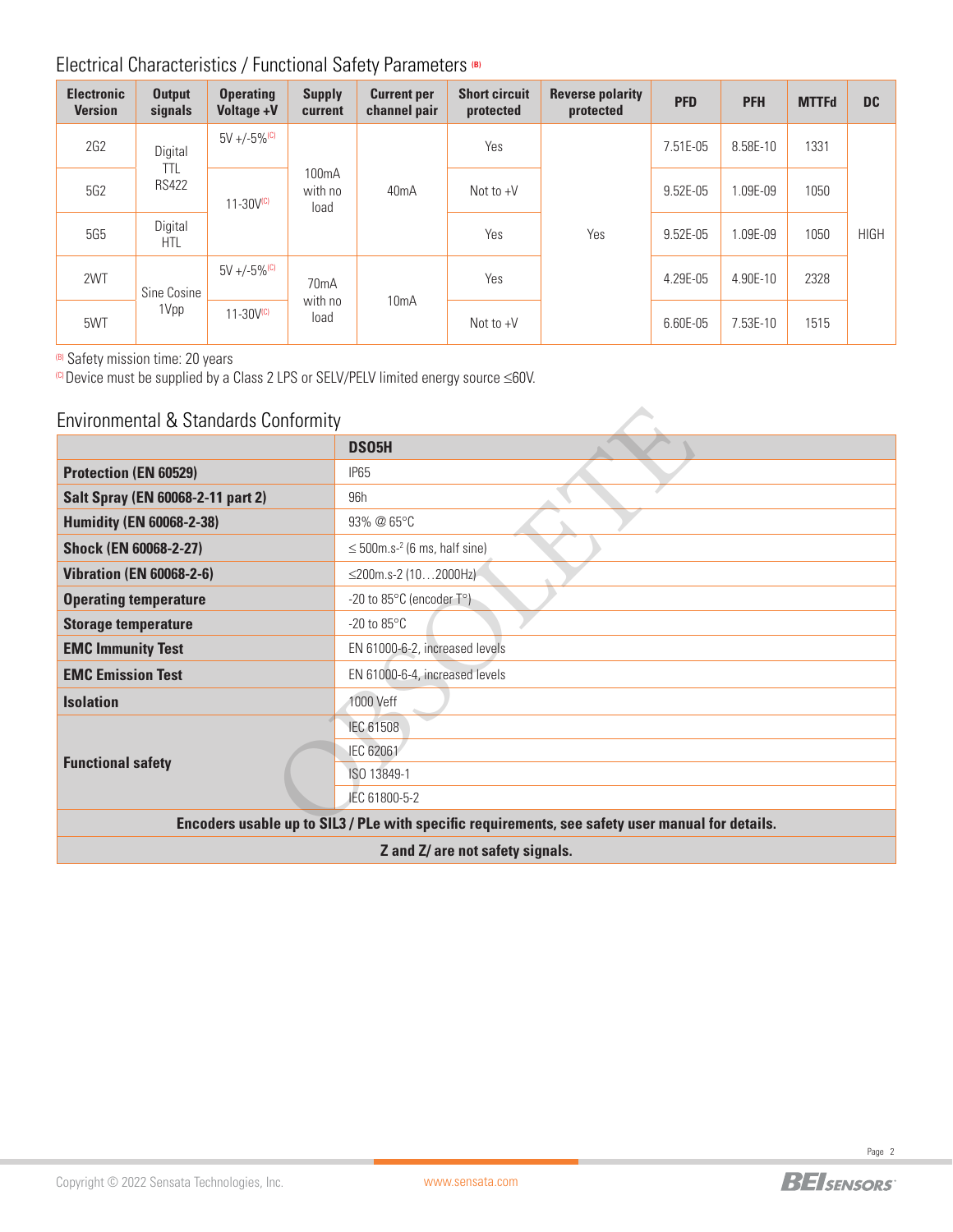## Electrical Characteristics / Functional Safety Parameters [B]

| Electronic Version | Output signals | Operating Voltage +V | Supply current | Current per channel pair | Short circuit protected | Reverse polarity protected | PFD | PFH | MTTFd | DC |
|---|---|---|---|---|---|---|---|---|---|---|
| 2G2 | Digital TTL RS422 | 5V +/-5%[C] | 100mA with no load | 40mA | Yes | Yes | 7.51E-05 | 8.58E-10 | 1331 | HIGH |
| 5G2 | | 11-30V[C] | | | Not to +V | | 9.52E-05 | 1.09E-09 | 1050 | |
| 5G5 | Digital HTL | | | | Yes | | 9.52E-05 | 1.09E-09 | 1050 | |
| 2WT | Sine Cosine 1Vpp | 5V +/-5%[C] | 70mA with no load | 10mA | Yes | | 4.29E-05 | 4.90E-10 | 2328 | |
| 5WT | | 11-30V[C] | | | Not to +V | | 6.60E-05 | 7.53E-10 | 1515 | |

[B] Safety mission time: 20 years

[C] Device must be supplied by a Class 2 LPS or SELV/PELV limited energy source ≤60V.

## Environmental & Standards Conformity

| | DSO5H |
|---|---|
| **Protection (EN 60529)** | IP65 |
| **Salt Spray (EN 60068-2-11 part 2)** | 96h |
| **Humidity (EN 60068-2-38)** | 93% @ 65°C |
| **Shock (EN 60068-2-27)** | ≤ 500m.s$^{-2}$ (6 ms, half sine) |
| **Vibration (EN 60068-2-6)** | ≤200m.s-2 (10…2000Hz) |
| **Operating temperature** | -20 to 85°C (encoder T°) |
| **Storage temperature** | -20 to 85°C |
| **EMC Immunity Test** | EN 61000-6-2, increased levels |
| **EMC Emission Test** | EN 61000-6-4, increased levels |
| **Isolation** | 1000 Veff |
| **Functional safety** | IEC 61508 |
| | IEC 62061 |
| | ISO 13849-1 |
| | IEC 61800-5-2 |
| **Encoders usable up to SIL3 / PLe with specific requirements, see safety user manual for details.** | |
| **Z and Z/ are not safety signals.** | |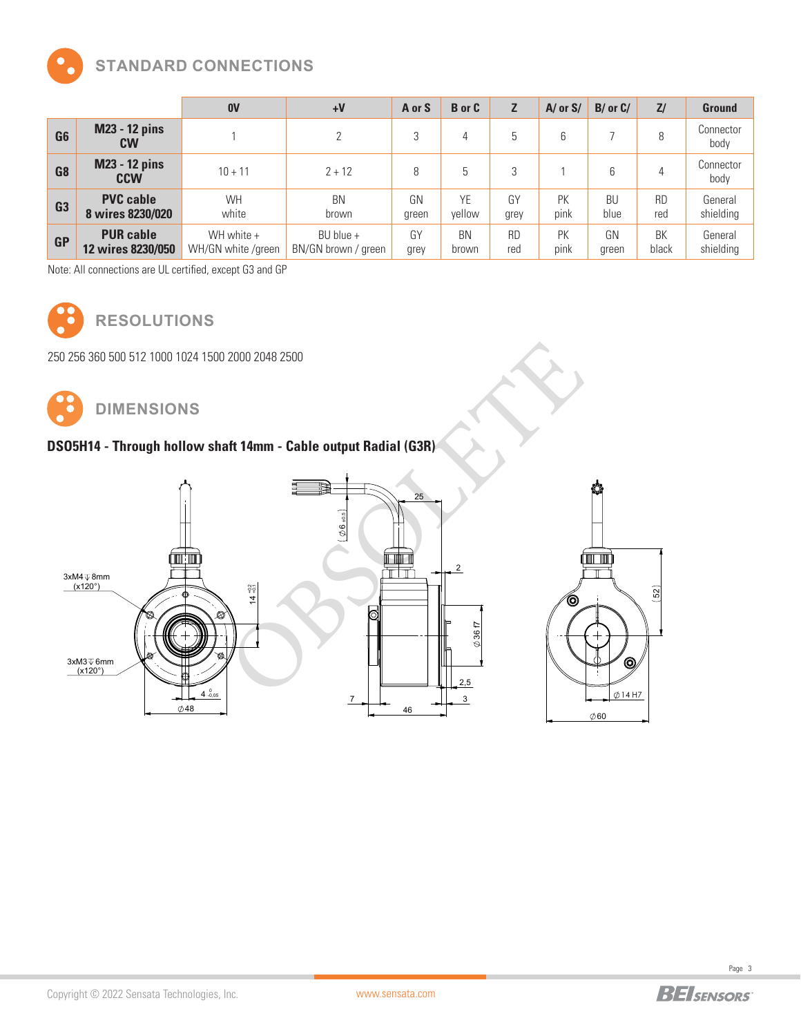## STANDARD CONNECTIONS

| | | 0V | +V | A or S | B or C | Z | A/ or S/ | B/ or C/ | Z/ | Ground |
|---|---|---|---|---|---|---|---|---|---|---|
| **G6** | **M23 - 12 pins CW** | 1 | 2 | 3 | 4 | 5 | 6 | 7 | 8 | Connector body |
| **G8** | **M23 - 12 pins CCW** | 10 + 11 | 2 + 12 | 8 | 5 | 3 | 1 | 6 | 4 | Connector body |
| **G3** | **PVC cable 8 wires 8230/020** | WH white | BN brown | GN green | YE yellow | GY grey | PK pink | BU blue | RD red | General shielding |
| **GP** | **PUR cable 12 wires 8230/050** | WH white + WH/GN white /green | BU blue + BN/GN brown / green | GY grey | BN brown | RD red | PK pink | GN green | BK black | General shielding |

Note: All connections are UL certified, except G3 and GP

## RESOLUTIONS

250 256 360 500 512 1000 1024 1500 2000 2048 2500

## DIMENSIONS

**DSO5H14 - Through hollow shaft 14mm - Cable output Radial (G3R)**

3xM4 ↓ 8mm (x120°)

3xM3 ↓ 6mm (x120°)

$\varnothing$48, $4^{0}_{-0.05}$, $14^{+0.2}_{+0.1}$, ($\varnothing 6_{\pm 0.5}$), 25, 2, $\varnothing$36 f7, 2,5, 3, 7, 46, (52), $\varnothing$14 H7, $\varnothing$60

OBSOLETE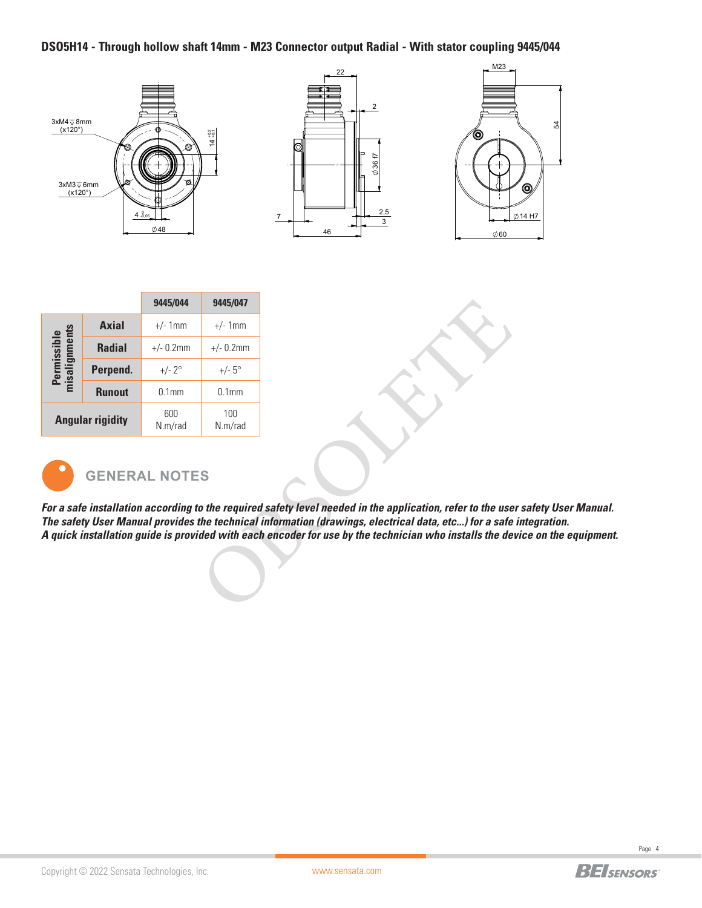## DSO5H14 - Through hollow shaft 14mm - M23 Connector output Radial - With stator coupling 9445/044

| | | 9445/044 | 9445/047 |
|---|---|---|---|
| Permissible misalignments | Axial | +/- 1mm | +/- 1mm |
| | Radial | +/- 0.2mm | +/- 0.2mm |
| | Perpend. | +/- 2° | +/- 5° |
| | Runout | 0.1mm | 0.1mm |
| Angular rigidity | | 600 N.m/rad | 100 N.m/rad |

## GENERAL NOTES

***For a safe installation according to the required safety level needed in the application, refer to the user safety User Manual.***
***The safety User Manual provides the technical information (drawings, electrical data, etc...) for a safe integration.***
***A quick installation guide is provided with each encoder for use by the technician who installs the device on the equipment.***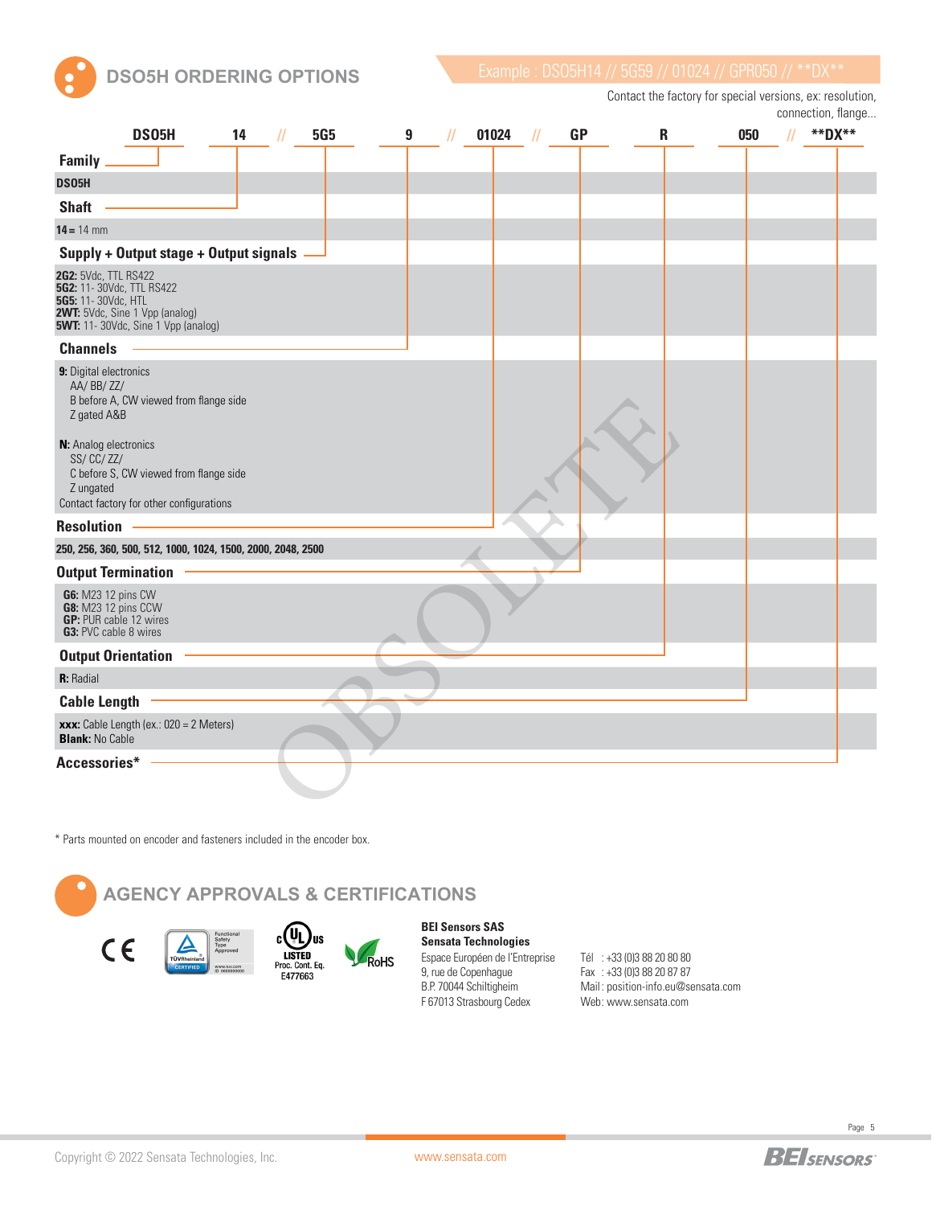## DSO5H ORDERING OPTIONS

Example : DSO5H14 // 5G59 // 01024 // GPR050 // **DX**

Contact the factory for special versions, ex: resolution, connection, flange...

| DSO5H | 14 | // | 5G5 | 9 | // | 01024 | // | GP | R | 050 | // | **DX** |
|---|---|---|---|---|---|---|---|---|---|---|---|---|

**Family**

DSO5H

**Shaft**

**14** = 14 mm

**Supply + Output stage + Output signals**

**2G2:** 5Vdc, TTL RS422
**5G2:** 11- 30Vdc, TTL RS422
**5G5:** 11- 30Vdc, HTL
**2WT:** 5Vdc, Sine 1 Vpp (analog)
**5WT:** 11- 30Vdc, Sine 1 Vpp (analog)

**Channels**

**9:** Digital electronics
AA/ BB/ ZZ/
B before A, CW viewed from flange side
Z gated A&B

**N:** Analog electronics
SS/ CC/ ZZ/
C before S, CW viewed from flange side
Z ungated
Contact factory for other configurations

**Resolution**

**250, 256, 360, 500, 512, 1000, 1024, 1500, 2000, 2048, 2500**

**Output Termination**

**G6:** M23 12 pins CW
**G8:** M23 12 pins CCW
**GP:** PUR cable 12 wires
**G3:** PVC cable 8 wires

**Output Orientation**

**R:** Radial

**Cable Length**

**xxx:** Cable Length (ex.: 020 = 2 Meters)
**Blank:** No Cable

**Accessories***

OBSOLETE

* Parts mounted on encoder and fasteners included in the encoder box.

## AGENCY APPROVALS & CERTIFICATIONS

CE — TÜV Rheinland Functional Safety Type Approved — c UL us LISTED Proc. Cont. Eq. E477663 — RoHS

**BEI Sensors SAS**
**Sensata Technologies**
Espace Européen de l'Entreprise
9, rue de Copenhague
B.P. 70044 Schiltigheim
F 67013 Strasbourg Cedex

Tél : +33 (0)3 88 20 80 80
Fax : +33 (0)3 88 20 87 87
Mail : position-info.eu@sensata.com
Web: www.sensata.com

Copyright © 2022 Sensata Technologies, Inc.
www.sensata.com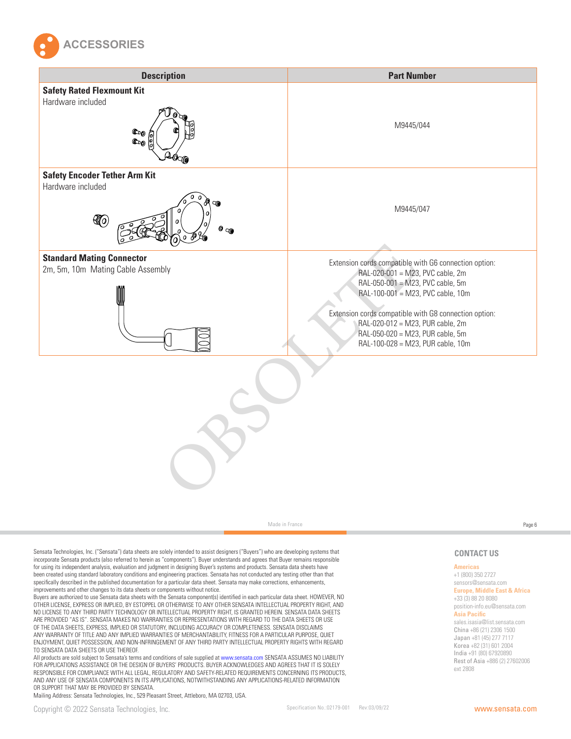## ACCESSORIES

| Description | Part Number |
| --- | --- |
| **Safety Rated Flexmount Kit**<br>Hardware included | M9445/044 |
| **Safety Encoder Tether Arm Kit**<br>Hardware included | M9445/047 |
| **Standard Mating Connector**<br>2m, 5m, 10m Mating Cable Assembly | Extension cords compatible with G6 connection option:<br>RAL-020-001 = M23, PVC cable, 2m<br>RAL-050-001 = M23, PVC cable, 5m<br>RAL-100-001 = M23, PVC cable, 10m<br><br>Extension cords compatible with G8 connection option:<br>RAL-020-012 = M23, PUR cable, 2m<br>RAL-050-020 = M23, PUR cable, 5m<br>RAL-100-028 = M23, PUR cable, 10m |

OBSOLETE

Made in France

Sensata Technologies, Inc. ("Sensata") data sheets are solely intended to assist designers ("Buyers") who are developing systems that incorporate Sensata products (also referred to herein as "components"). Buyer understands and agrees that Buyer remains responsible for using its independent analysis, evaluation and judgment in designing Buyer's systems and products. Sensata data sheets have been created using standard laboratory conditions and engineering practices. Sensata has not conducted any testing other than that specifically described in the published documentation for a particular data sheet. Sensata may make corrections, enhancements, improvements and other changes to its data sheets or components without notice.

Buyers are authorized to use Sensata data sheets with the Sensata component(s) identified in each particular data sheet. HOWEVER, NO OTHER LICENSE, EXPRESS OR IMPLIED, BY ESTOPPEL OR OTHERWISE TO ANY OTHER SENSATA INTELLECTUAL PROPERTY RIGHT, AND NO LICENSE TO ANY THIRD PARTY TECHNOLOGY OR INTELLECTUAL PROPERTY RIGHT, IS GRANTED HEREIN. SENSATA DATA SHEETS ARE PROVIDED "AS IS". SENSATA MAKES NO WARRANTIES OR REPRESENTATIONS WITH REGARD TO THE DATA SHEETS OR USE OF THE DATA SHEETS, EXPRESS, IMPLIED OR STATUTORY, INCLUDING ACCURACY OR COMPLETENESS. SENSATA DISCLAIMS ANY WARRANTY OF TITLE AND ANY IMPLIED WARRANTIES OF MERCHANTABILITY, FITNESS FOR A PARTICULAR PURPOSE, QUIET ENJOYMENT, QUIET POSSESSION, AND NON-INFRINGEMENT OF ANY THIRD PARTY INTELLECTUAL PROPERTY RIGHTS WITH REGARD TO SENSATA DATA SHEETS OR USE THEREOF.

All products are sold subject to Sensata's terms and conditions of sale supplied at www.sensata.com SENSATA ASSUMES NO LIABILITY FOR APPLICATIONS ASSISTANCE OR THE DESIGN OF BUYERS' PRODUCTS. BUYER ACKNOWLEDGES AND AGREES THAT IT IS SOLELY RESPONSIBLE FOR COMPLIANCE WITH ALL LEGAL, REGULATORY AND SAFETY-RELATED REQUIREMENTS CONCERNING ITS PRODUCTS, AND ANY USE OF SENSATA COMPONENTS IN ITS APPLICATIONS, NOTWITHSTANDING ANY APPLICATIONS-RELATED INFORMATION OR SUPPORT THAT MAY BE PROVIDED BY SENSATA.

Mailing Address: Sensata Technologies, Inc., 529 Pleasant Street, Attleboro, MA 02703, USA.

### CONTACT US

**Americas**
+1 (800) 350 2727
sensors@sensata.com

**Europe, Middle East & Africa**
+33 (3) 88 20 8080
position-info.eu@sensata.com

**Asia Pacific**
sales.isasia@list.sensata.com
China +86 (21) 2306 1500
Japan +81 (45) 277 7117
Korea +82 (31) 601 2004
India +91 (80) 67920890
Rest of Asia +886 (2) 27602006 ext 2808

Copyright © 2022 Sensata Technologies, Inc.

Specification No.:02179-001 Rev:03/09/22

www.sensata.com